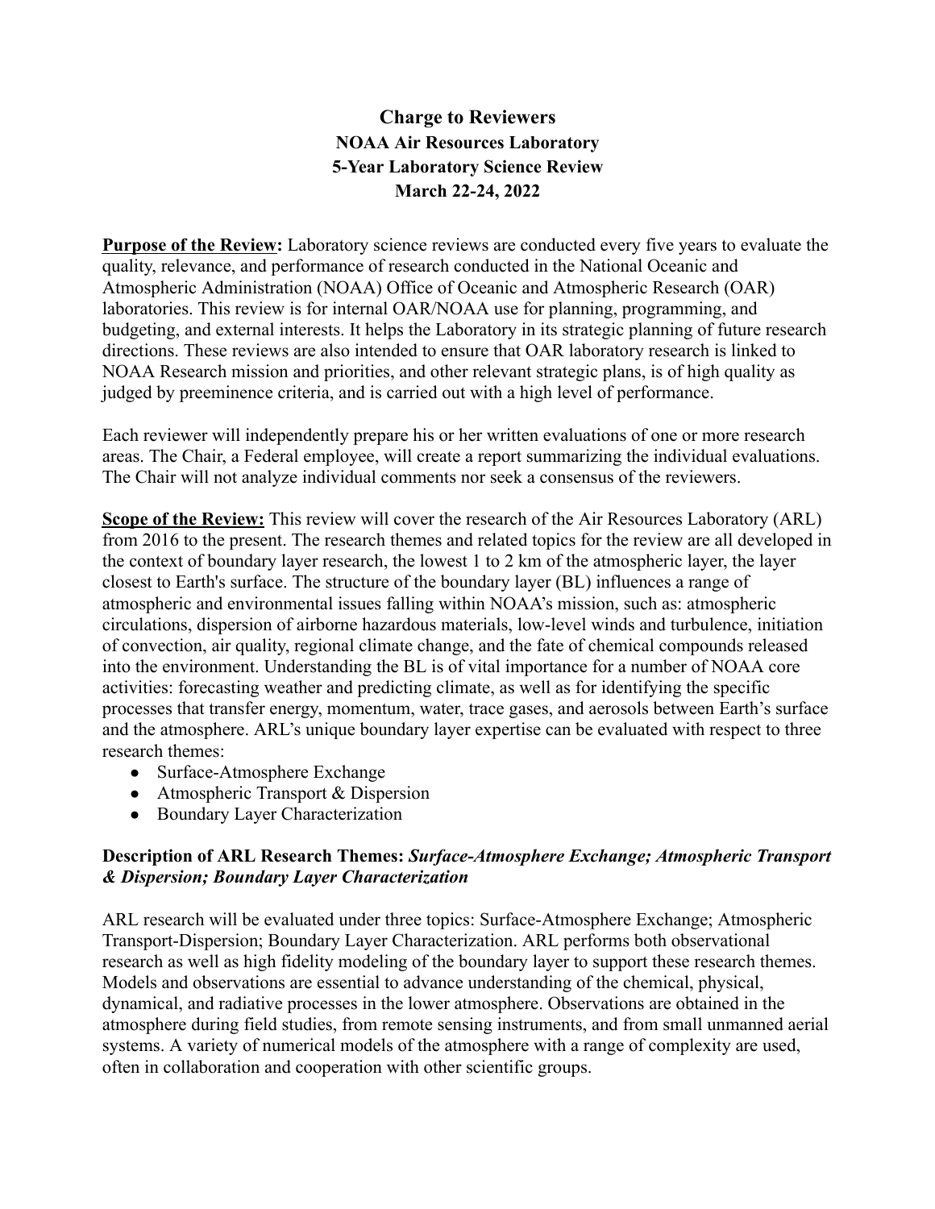# Charge to Reviewers
## NOAA Air Resources Laboratory
## 5-Year Laboratory Science Review
## March 22-24, 2022

**Purpose of the Review:** Laboratory science reviews are conducted every five years to evaluate the quality, relevance, and performance of research conducted in the National Oceanic and Atmospheric Administration (NOAA) Office of Oceanic and Atmospheric Research (OAR) laboratories. This review is for internal OAR/NOAA use for planning, programming, and budgeting, and external interests. It helps the Laboratory in its strategic planning of future research directions. These reviews are also intended to ensure that OAR laboratory research is linked to NOAA Research mission and priorities, and other relevant strategic plans, is of high quality as judged by preeminence criteria, and is carried out with a high level of performance.

Each reviewer will independently prepare his or her written evaluations of one or more research areas. The Chair, a Federal employee, will create a report summarizing the individual evaluations. The Chair will not analyze individual comments nor seek a consensus of the reviewers.

**Scope of the Review:** This review will cover the research of the Air Resources Laboratory (ARL) from 2016 to the present. The research themes and related topics for the review are all developed in the context of boundary layer research, the lowest 1 to 2 km of the atmospheric layer, the layer closest to Earth's surface. The structure of the boundary layer (BL) influences a range of atmospheric and environmental issues falling within NOAA's mission, such as: atmospheric circulations, dispersion of airborne hazardous materials, low-level winds and turbulence, initiation of convection, air quality, regional climate change, and the fate of chemical compounds released into the environment. Understanding the BL is of vital importance for a number of NOAA core activities: forecasting weather and predicting climate, as well as for identifying the specific processes that transfer energy, momentum, water, trace gases, and aerosols between Earth's surface and the atmosphere. ARL's unique boundary layer expertise can be evaluated with respect to three research themes:

- Surface-Atmosphere Exchange
- Atmospheric Transport & Dispersion
- Boundary Layer Characterization

**Description of ARL Research Themes:** ***Surface-Atmosphere Exchange; Atmospheric Transport & Dispersion; Boundary Layer Characterization***

ARL research will be evaluated under three topics: Surface-Atmosphere Exchange; Atmospheric Transport-Dispersion; Boundary Layer Characterization. ARL performs both observational research as well as high fidelity modeling of the boundary layer to support these research themes. Models and observations are essential to advance understanding of the chemical, physical, dynamical, and radiative processes in the lower atmosphere. Observations are obtained in the atmosphere during field studies, from remote sensing instruments, and from small unmanned aerial systems. A variety of numerical models of the atmosphere with a range of complexity are used, often in collaboration and cooperation with other scientific groups.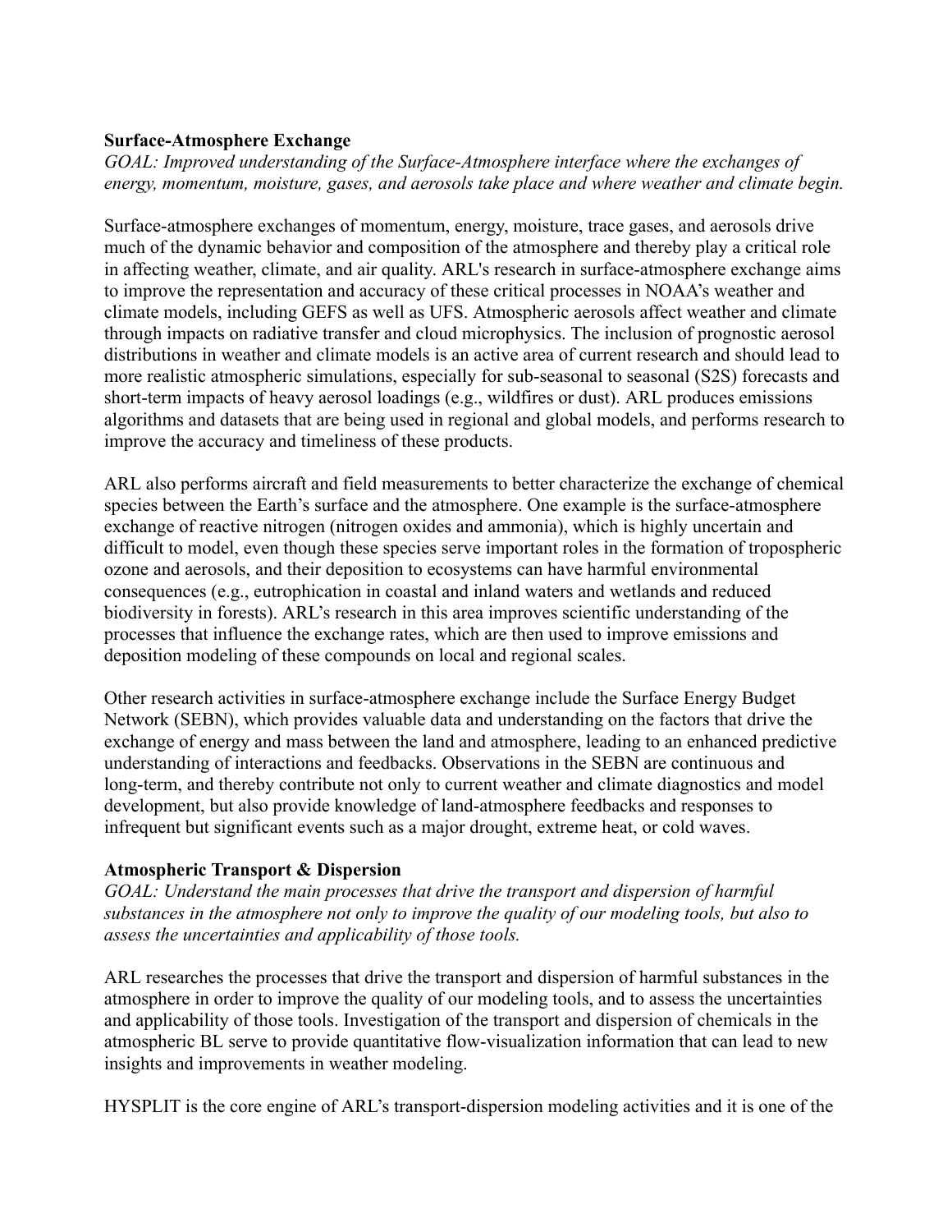**Surface-Atmosphere Exchange**

*GOAL: Improved understanding of the Surface-Atmosphere interface where the exchanges of energy, momentum, moisture, gases, and aerosols take place and where weather and climate begin.*

Surface-atmosphere exchanges of momentum, energy, moisture, trace gases, and aerosols drive much of the dynamic behavior and composition of the atmosphere and thereby play a critical role in affecting weather, climate, and air quality. ARL's research in surface-atmosphere exchange aims to improve the representation and accuracy of these critical processes in NOAA's weather and climate models, including GEFS as well as UFS. Atmospheric aerosols affect weather and climate through impacts on radiative transfer and cloud microphysics. The inclusion of prognostic aerosol distributions in weather and climate models is an active area of current research and should lead to more realistic atmospheric simulations, especially for sub-seasonal to seasonal (S2S) forecasts and short-term impacts of heavy aerosol loadings (e.g., wildfires or dust). ARL produces emissions algorithms and datasets that are being used in regional and global models, and performs research to improve the accuracy and timeliness of these products.

ARL also performs aircraft and field measurements to better characterize the exchange of chemical species between the Earth's surface and the atmosphere. One example is the surface-atmosphere exchange of reactive nitrogen (nitrogen oxides and ammonia), which is highly uncertain and difficult to model, even though these species serve important roles in the formation of tropospheric ozone and aerosols, and their deposition to ecosystems can have harmful environmental consequences (e.g., eutrophication in coastal and inland waters and wetlands and reduced biodiversity in forests). ARL's research in this area improves scientific understanding of the processes that influence the exchange rates, which are then used to improve emissions and deposition modeling of these compounds on local and regional scales.

Other research activities in surface-atmosphere exchange include the Surface Energy Budget Network (SEBN), which provides valuable data and understanding on the factors that drive the exchange of energy and mass between the land and atmosphere, leading to an enhanced predictive understanding of interactions and feedbacks. Observations in the SEBN are continuous and long-term, and thereby contribute not only to current weather and climate diagnostics and model development, but also provide knowledge of land-atmosphere feedbacks and responses to infrequent but significant events such as a major drought, extreme heat, or cold waves.

**Atmospheric Transport & Dispersion**

*GOAL: Understand the main processes that drive the transport and dispersion of harmful substances in the atmosphere not only to improve the quality of our modeling tools, but also to assess the uncertainties and applicability of those tools.*

ARL researches the processes that drive the transport and dispersion of harmful substances in the atmosphere in order to improve the quality of our modeling tools, and to assess the uncertainties and applicability of those tools. Investigation of the transport and dispersion of chemicals in the atmospheric BL serve to provide quantitative flow-visualization information that can lead to new insights and improvements in weather modeling.

HYSPLIT is the core engine of ARL's transport-dispersion modeling activities and it is one of the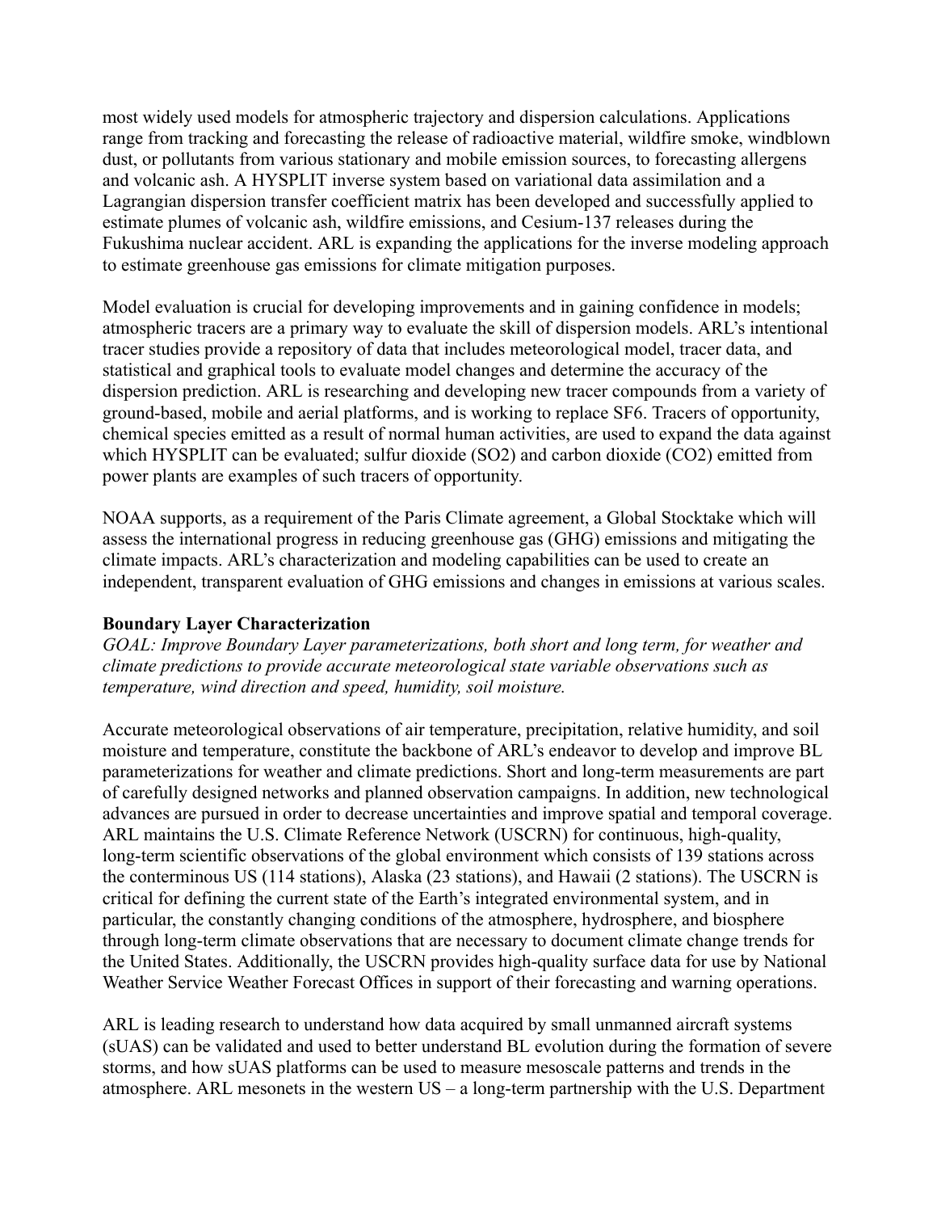most widely used models for atmospheric trajectory and dispersion calculations. Applications range from tracking and forecasting the release of radioactive material, wildfire smoke, windblown dust, or pollutants from various stationary and mobile emission sources, to forecasting allergens and volcanic ash. A HYSPLIT inverse system based on variational data assimilation and a Lagrangian dispersion transfer coefficient matrix has been developed and successfully applied to estimate plumes of volcanic ash, wildfire emissions, and Cesium-137 releases during the Fukushima nuclear accident. ARL is expanding the applications for the inverse modeling approach to estimate greenhouse gas emissions for climate mitigation purposes.

Model evaluation is crucial for developing improvements and in gaining confidence in models; atmospheric tracers are a primary way to evaluate the skill of dispersion models. ARL's intentional tracer studies provide a repository of data that includes meteorological model, tracer data, and statistical and graphical tools to evaluate model changes and determine the accuracy of the dispersion prediction. ARL is researching and developing new tracer compounds from a variety of ground-based, mobile and aerial platforms, and is working to replace $SF_6$. Tracers of opportunity, chemical species emitted as a result of normal human activities, are used to expand the data against which HYSPLIT can be evaluated; sulfur dioxide ($SO_2$) and carbon dioxide ($CO_2$) emitted from power plants are examples of such tracers of opportunity.

NOAA supports, as a requirement of the Paris Climate agreement, a Global Stocktake which will assess the international progress in reducing greenhouse gas (GHG) emissions and mitigating the climate impacts. ARL's characterization and modeling capabilities can be used to create an independent, transparent evaluation of GHG emissions and changes in emissions at various scales.

**Boundary Layer Characterization**

*GOAL: Improve Boundary Layer parameterizations, both short and long term, for weather and climate predictions to provide accurate meteorological state variable observations such as temperature, wind direction and speed, humidity, soil moisture.*

Accurate meteorological observations of air temperature, precipitation, relative humidity, and soil moisture and temperature, constitute the backbone of ARL's endeavor to develop and improve BL parameterizations for weather and climate predictions. Short and long-term measurements are part of carefully designed networks and planned observation campaigns. In addition, new technological advances are pursued in order to decrease uncertainties and improve spatial and temporal coverage. ARL maintains the U.S. Climate Reference Network (USCRN) for continuous, high-quality, long-term scientific observations of the global environment which consists of 139 stations across the conterminous US (114 stations), Alaska (23 stations), and Hawaii (2 stations). The USCRN is critical for defining the current state of the Earth's integrated environmental system, and in particular, the constantly changing conditions of the atmosphere, hydrosphere, and biosphere through long-term climate observations that are necessary to document climate change trends for the United States. Additionally, the USCRN provides high-quality surface data for use by National Weather Service Weather Forecast Offices in support of their forecasting and warning operations.

ARL is leading research to understand how data acquired by small unmanned aircraft systems (sUAS) can be validated and used to better understand BL evolution during the formation of severe storms, and how sUAS platforms can be used to measure mesoscale patterns and trends in the atmosphere. ARL mesonets in the western US – a long-term partnership with the U.S. Department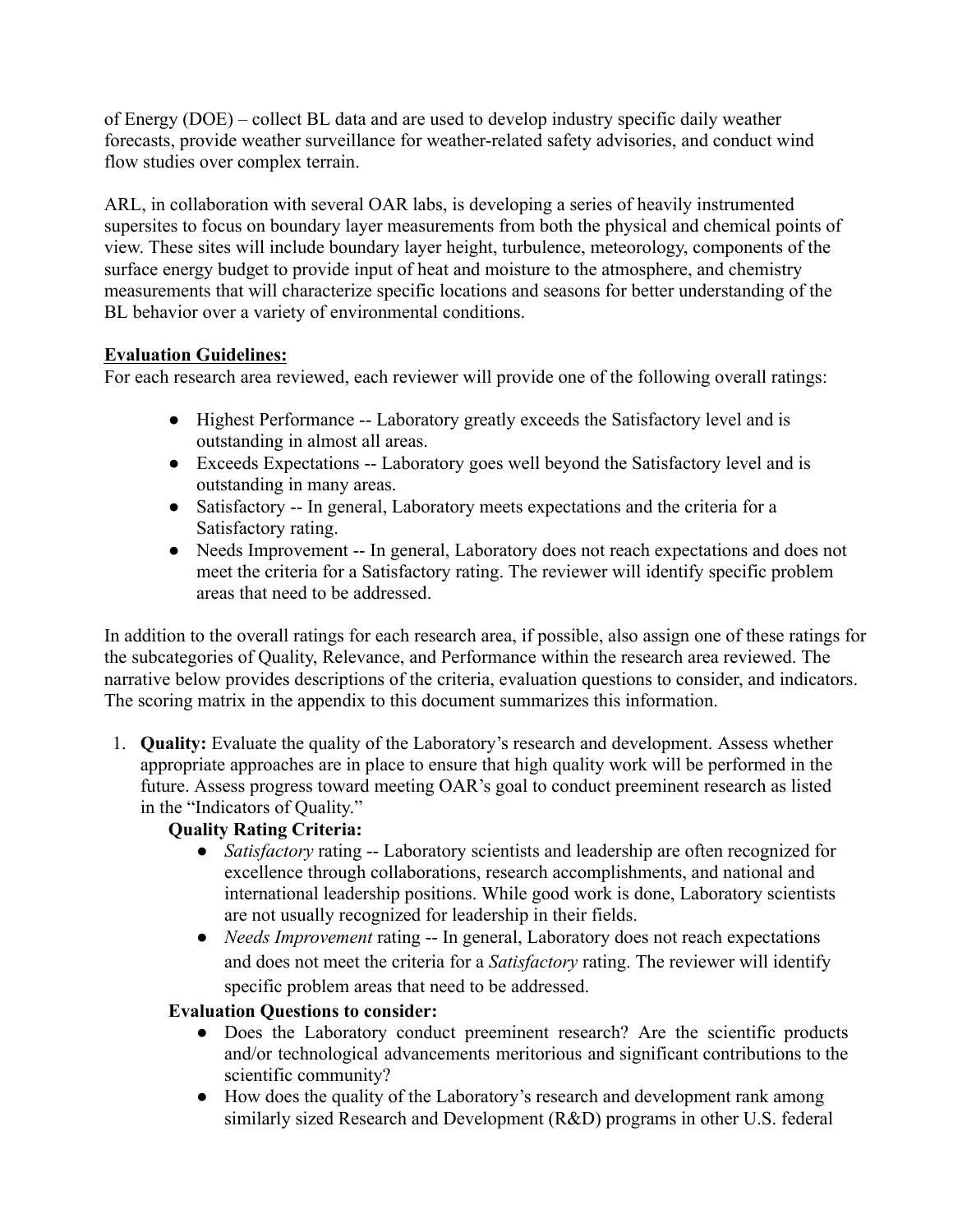of Energy (DOE) – collect BL data and are used to develop industry specific daily weather forecasts, provide weather surveillance for weather-related safety advisories, and conduct wind flow studies over complex terrain.

ARL, in collaboration with several OAR labs, is developing a series of heavily instrumented supersites to focus on boundary layer measurements from both the physical and chemical points of view. These sites will include boundary layer height, turbulence, meteorology, components of the surface energy budget to provide input of heat and moisture to the atmosphere, and chemistry measurements that will characterize specific locations and seasons for better understanding of the BL behavior over a variety of environmental conditions.

**Evaluation Guidelines:**

For each research area reviewed, each reviewer will provide one of the following overall ratings:

- Highest Performance -- Laboratory greatly exceeds the Satisfactory level and is outstanding in almost all areas.
- Exceeds Expectations -- Laboratory goes well beyond the Satisfactory level and is outstanding in many areas.
- Satisfactory -- In general, Laboratory meets expectations and the criteria for a Satisfactory rating.
- Needs Improvement -- In general, Laboratory does not reach expectations and does not meet the criteria for a Satisfactory rating. The reviewer will identify specific problem areas that need to be addressed.

In addition to the overall ratings for each research area, if possible, also assign one of these ratings for the subcategories of Quality, Relevance, and Performance within the research area reviewed. The narrative below provides descriptions of the criteria, evaluation questions to consider, and indicators. The scoring matrix in the appendix to this document summarizes this information.

1. **Quality:** Evaluate the quality of the Laboratory's research and development. Assess whether appropriate approaches are in place to ensure that high quality work will be performed in the future. Assess progress toward meeting OAR's goal to conduct preeminent research as listed in the "Indicators of Quality."

   **Quality Rating Criteria:**

   - *Satisfactory* rating -- Laboratory scientists and leadership are often recognized for excellence through collaborations, research accomplishments, and national and international leadership positions. While good work is done, Laboratory scientists are not usually recognized for leadership in their fields.
   - *Needs Improvement* rating -- In general, Laboratory does not reach expectations and does not meet the criteria for a *Satisfactory* rating. The reviewer will identify specific problem areas that need to be addressed.

   **Evaluation Questions to consider:**

   - Does the Laboratory conduct preeminent research? Are the scientific products and/or technological advancements meritorious and significant contributions to the scientific community?
   - How does the quality of the Laboratory's research and development rank among similarly sized Research and Development (R&D) programs in other U.S. federal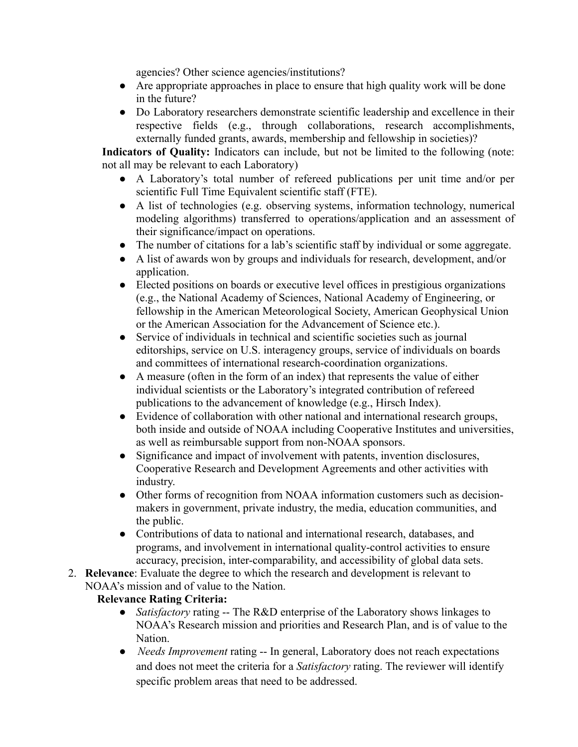agencies? Other science agencies/institutions?

- Are appropriate approaches in place to ensure that high quality work will be done in the future?
- Do Laboratory researchers demonstrate scientific leadership and excellence in their respective fields (e.g., through collaborations, research accomplishments, externally funded grants, awards, membership and fellowship in societies)?

**Indicators of Quality:** Indicators can include, but not be limited to the following (note: not all may be relevant to each Laboratory)

- A Laboratory's total number of refereed publications per unit time and/or per scientific Full Time Equivalent scientific staff (FTE).
- A list of technologies (e.g. observing systems, information technology, numerical modeling algorithms) transferred to operations/application and an assessment of their significance/impact on operations.
- The number of citations for a lab's scientific staff by individual or some aggregate.
- A list of awards won by groups and individuals for research, development, and/or application.
- Elected positions on boards or executive level offices in prestigious organizations (e.g., the National Academy of Sciences, National Academy of Engineering, or fellowship in the American Meteorological Society, American Geophysical Union or the American Association for the Advancement of Science etc.).
- Service of individuals in technical and scientific societies such as journal editorships, service on U.S. interagency groups, service of individuals on boards and committees of international research-coordination organizations.
- A measure (often in the form of an index) that represents the value of either individual scientists or the Laboratory's integrated contribution of refereed publications to the advancement of knowledge (e.g., Hirsch Index).
- Evidence of collaboration with other national and international research groups, both inside and outside of NOAA including Cooperative Institutes and universities, as well as reimbursable support from non-NOAA sponsors.
- Significance and impact of involvement with patents, invention disclosures, Cooperative Research and Development Agreements and other activities with industry.
- Other forms of recognition from NOAA information customers such as decision-makers in government, private industry, the media, education communities, and the public.
- Contributions of data to national and international research, databases, and programs, and involvement in international quality-control activities to ensure accuracy, precision, inter-comparability, and accessibility of global data sets.

2. **Relevance**: Evaluate the degree to which the research and development is relevant to NOAA's mission and of value to the Nation.

   **Relevance Rating Criteria:**

   - *Satisfactory* rating -- The R&D enterprise of the Laboratory shows linkages to NOAA's Research mission and priorities and Research Plan, and is of value to the Nation.
   - *Needs Improvement* rating -- In general, Laboratory does not reach expectations and does not meet the criteria for a *Satisfactory* rating. The reviewer will identify specific problem areas that need to be addressed.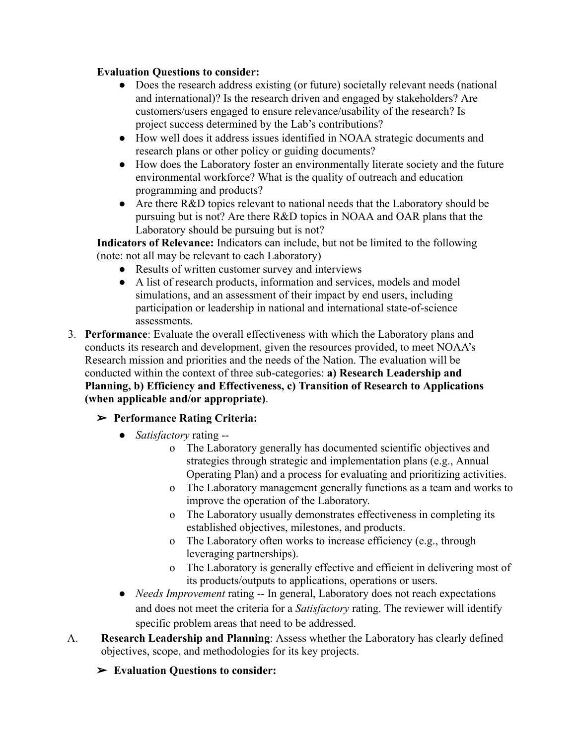**Evaluation Questions to consider:**

- Does the research address existing (or future) societally relevant needs (national and international)? Is the research driven and engaged by stakeholders? Are customers/users engaged to ensure relevance/usability of the research? Is project success determined by the Lab's contributions?
- How well does it address issues identified in NOAA strategic documents and research plans or other policy or guiding documents?
- How does the Laboratory foster an environmentally literate society and the future environmental workforce? What is the quality of outreach and education programming and products?
- Are there R&D topics relevant to national needs that the Laboratory should be pursuing but is not? Are there R&D topics in NOAA and OAR plans that the Laboratory should be pursuing but is not?

**Indicators of Relevance:** Indicators can include, but not be limited to the following (note: not all may be relevant to each Laboratory)

- Results of written customer survey and interviews
- A list of research products, information and services, models and model simulations, and an assessment of their impact by end users, including participation or leadership in national and international state-of-science assessments.

3. **Performance**: Evaluate the overall effectiveness with which the Laboratory plans and conducts its research and development, given the resources provided, to meet NOAA's Research mission and priorities and the needs of the Nation. The evaluation will be conducted within the context of three sub-categories: **a) Research Leadership and Planning, b) Efficiency and Effectiveness, c) Transition of Research to Applications (when applicable and/or appropriate)**.

   ➢ **Performance Rating Criteria:**

   - *Satisfactory* rating --
     - o The Laboratory generally has documented scientific objectives and strategies through strategic and implementation plans (e.g., Annual Operating Plan) and a process for evaluating and prioritizing activities.
     - o The Laboratory management generally functions as a team and works to improve the operation of the Laboratory.
     - o The Laboratory usually demonstrates effectiveness in completing its established objectives, milestones, and products.
     - o The Laboratory often works to increase efficiency (e.g., through leveraging partnerships).
     - o The Laboratory is generally effective and efficient in delivering most of its products/outputs to applications, operations or users.
   - *Needs Improvement* rating -- In general, Laboratory does not reach expectations and does not meet the criteria for a *Satisfactory* rating. The reviewer will identify specific problem areas that need to be addressed.

A. **Research Leadership and Planning**: Assess whether the Laboratory has clearly defined objectives, scope, and methodologies for its key projects.

   ➢ **Evaluation Questions to consider:**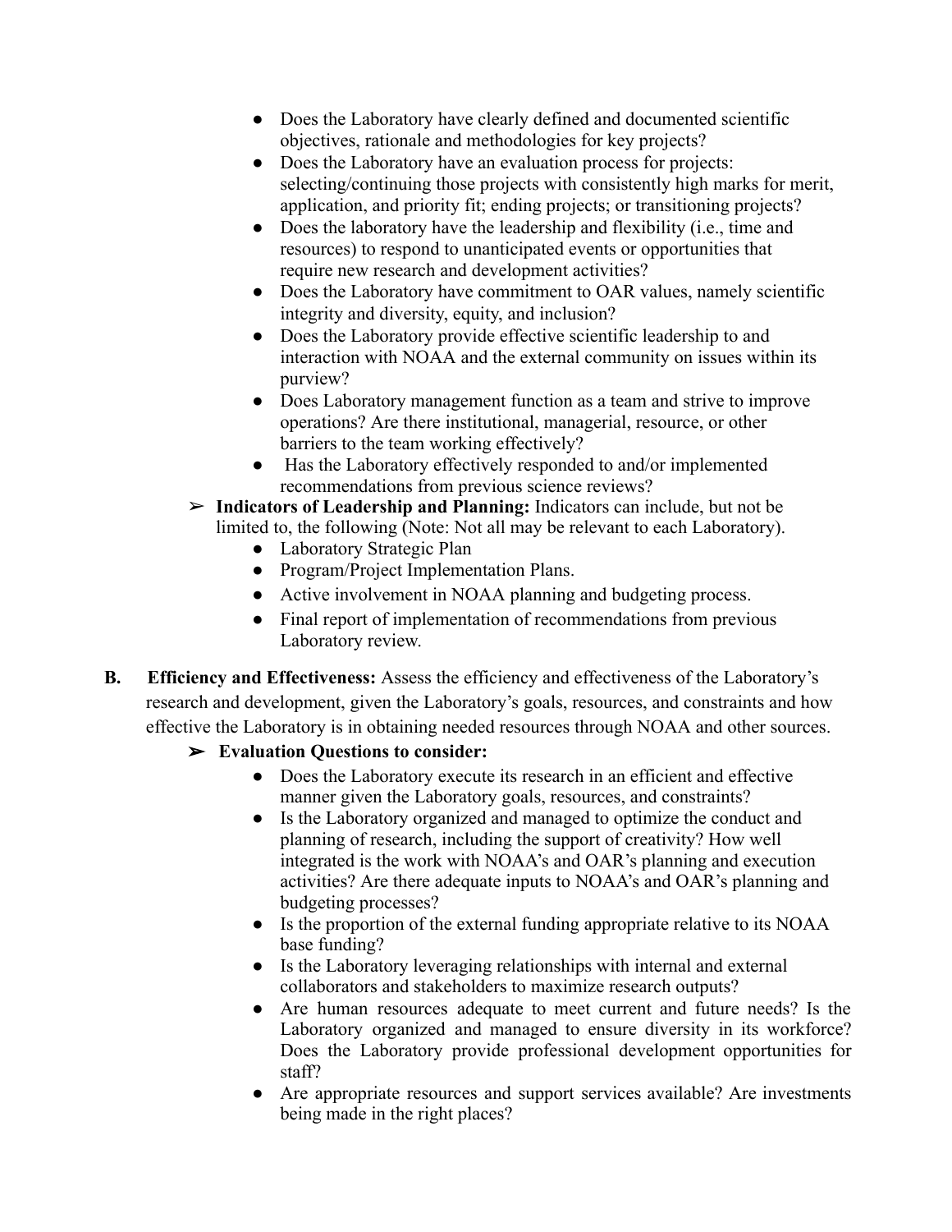- Does the Laboratory have clearly defined and documented scientific objectives, rationale and methodologies for key projects?
- Does the Laboratory have an evaluation process for projects: selecting/continuing those projects with consistently high marks for merit, application, and priority fit; ending projects; or transitioning projects?
- Does the laboratory have the leadership and flexibility (i.e., time and resources) to respond to unanticipated events or opportunities that require new research and development activities?
- Does the Laboratory have commitment to OAR values, namely scientific integrity and diversity, equity, and inclusion?
- Does the Laboratory provide effective scientific leadership to and interaction with NOAA and the external community on issues within its purview?
- Does Laboratory management function as a team and strive to improve operations? Are there institutional, managerial, resource, or other barriers to the team working effectively?
- Has the Laboratory effectively responded to and/or implemented recommendations from previous science reviews?

➢ **Indicators of Leadership and Planning:** Indicators can include, but not be limited to, the following (Note: Not all may be relevant to each Laboratory).

- Laboratory Strategic Plan
- Program/Project Implementation Plans.
- Active involvement in NOAA planning and budgeting process.
- Final report of implementation of recommendations from previous Laboratory review.

**B. Efficiency and Effectiveness:** Assess the efficiency and effectiveness of the Laboratory's research and development, given the Laboratory's goals, resources, and constraints and how effective the Laboratory is in obtaining needed resources through NOAA and other sources.

➢ **Evaluation Questions to consider:**

- Does the Laboratory execute its research in an efficient and effective manner given the Laboratory goals, resources, and constraints?
- Is the Laboratory organized and managed to optimize the conduct and planning of research, including the support of creativity? How well integrated is the work with NOAA's and OAR's planning and execution activities? Are there adequate inputs to NOAA's and OAR's planning and budgeting processes?
- Is the proportion of the external funding appropriate relative to its NOAA base funding?
- Is the Laboratory leveraging relationships with internal and external collaborators and stakeholders to maximize research outputs?
- Are human resources adequate to meet current and future needs? Is the Laboratory organized and managed to ensure diversity in its workforce? Does the Laboratory provide professional development opportunities for staff?
- Are appropriate resources and support services available? Are investments being made in the right places?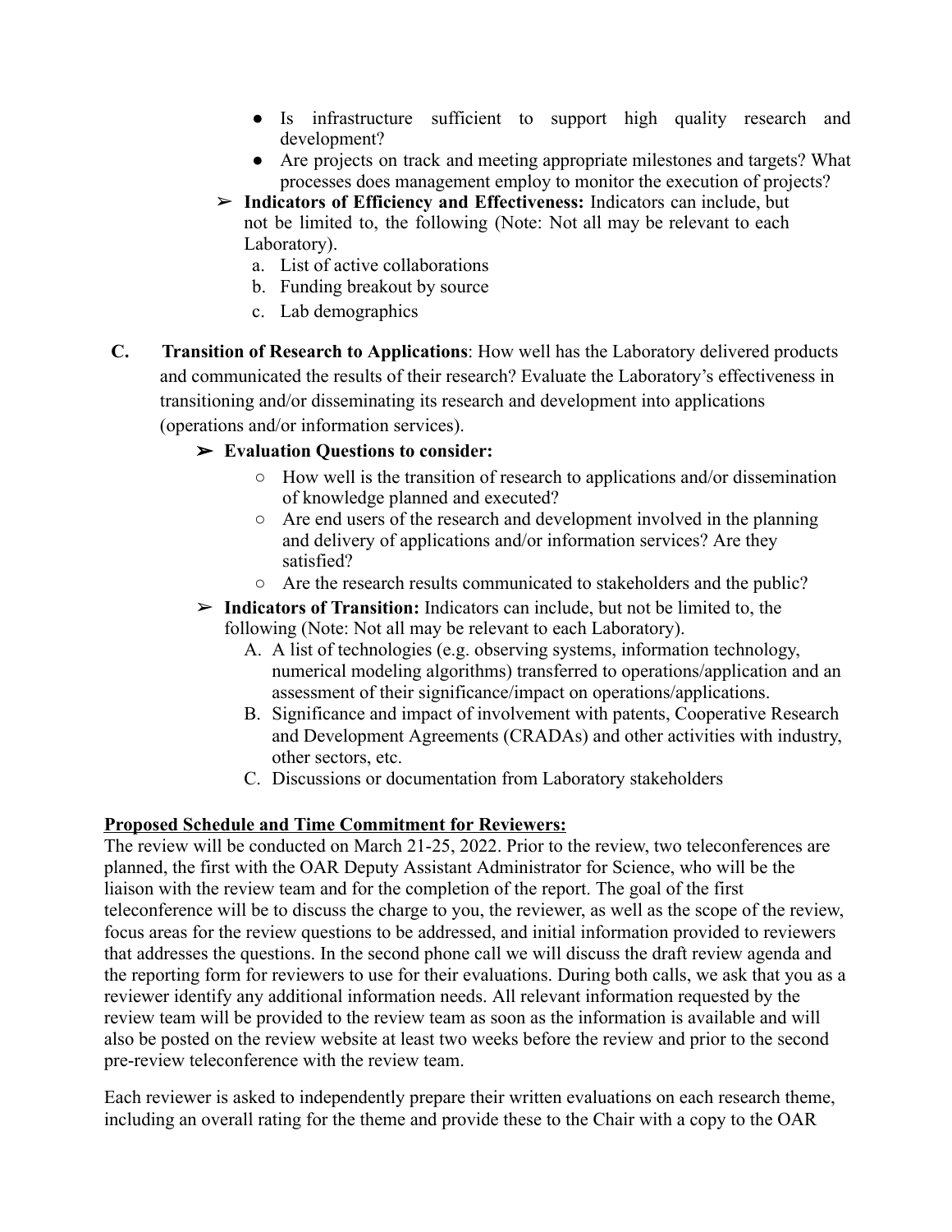- Is infrastructure sufficient to support high quality research and development?
- Are projects on track and meeting appropriate milestones and targets? What processes does management employ to monitor the execution of projects?

➢ **Indicators of Efficiency and Effectiveness:** Indicators can include, but not be limited to, the following (Note: Not all may be relevant to each Laboratory).

a. List of active collaborations
b. Funding breakout by source
c. Lab demographics

**C. Transition of Research to Applications**: How well has the Laboratory delivered products and communicated the results of their research? Evaluate the Laboratory's effectiveness in transitioning and/or disseminating its research and development into applications (operations and/or information services).

➢ **Evaluation Questions to consider:**

- How well is the transition of research to applications and/or dissemination of knowledge planned and executed?
- Are end users of the research and development involved in the planning and delivery of applications and/or information services? Are they satisfied?
- Are the research results communicated to stakeholders and the public?

➢ **Indicators of Transition:** Indicators can include, but not be limited to, the following (Note: Not all may be relevant to each Laboratory).

A. A list of technologies (e.g. observing systems, information technology, numerical modeling algorithms) transferred to operations/application and an assessment of their significance/impact on operations/applications.
B. Significance and impact of involvement with patents, Cooperative Research and Development Agreements (CRADAs) and other activities with industry, other sectors, etc.
C. Discussions or documentation from Laboratory stakeholders

**Proposed Schedule and Time Commitment for Reviewers:**

The review will be conducted on March 21-25, 2022. Prior to the review, two teleconferences are planned, the first with the OAR Deputy Assistant Administrator for Science, who will be the liaison with the review team and for the completion of the report. The goal of the first teleconference will be to discuss the charge to you, the reviewer, as well as the scope of the review, focus areas for the review questions to be addressed, and initial information provided to reviewers that addresses the questions. In the second phone call we will discuss the draft review agenda and the reporting form for reviewers to use for their evaluations. During both calls, we ask that you as a reviewer identify any additional information needs. All relevant information requested by the review team will be provided to the review team as soon as the information is available and will also be posted on the review website at least two weeks before the review and prior to the second pre-review teleconference with the review team.

Each reviewer is asked to independently prepare their written evaluations on each research theme, including an overall rating for the theme and provide these to the Chair with a copy to the OAR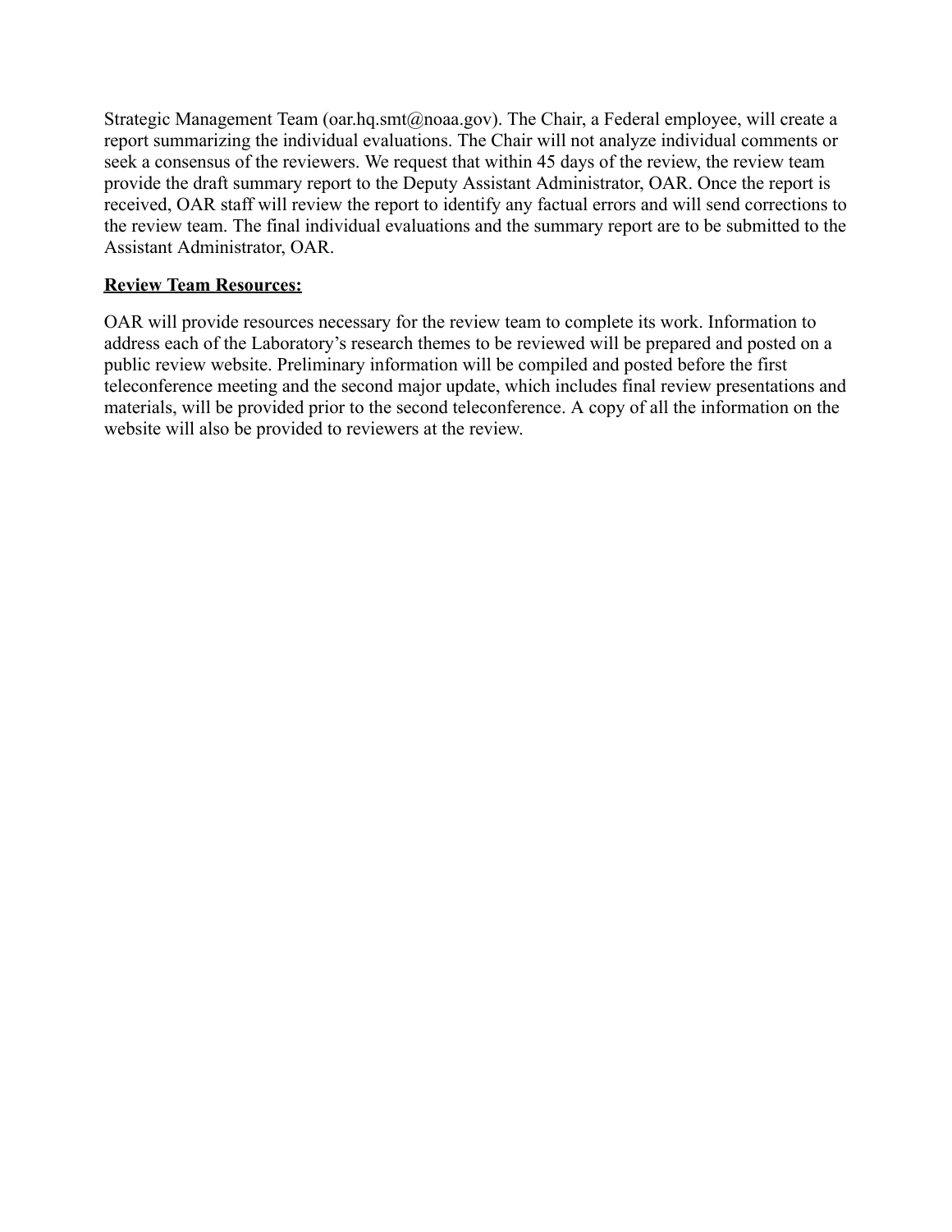Strategic Management Team (oar.hq.smt@noaa.gov). The Chair, a Federal employee, will create a report summarizing the individual evaluations. The Chair will not analyze individual comments or seek a consensus of the reviewers. We request that within 45 days of the review, the review team provide the draft summary report to the Deputy Assistant Administrator, OAR. Once the report is received, OAR staff will review the report to identify any factual errors and will send corrections to the review team. The final individual evaluations and the summary report are to be submitted to the Assistant Administrator, OAR.

**Review Team Resources:**

OAR will provide resources necessary for the review team to complete its work. Information to address each of the Laboratory's research themes to be reviewed will be prepared and posted on a public review website. Preliminary information will be compiled and posted before the first teleconference meeting and the second major update, which includes final review presentations and materials, will be provided prior to the second teleconference. A copy of all the information on the website will also be provided to reviewers at the review.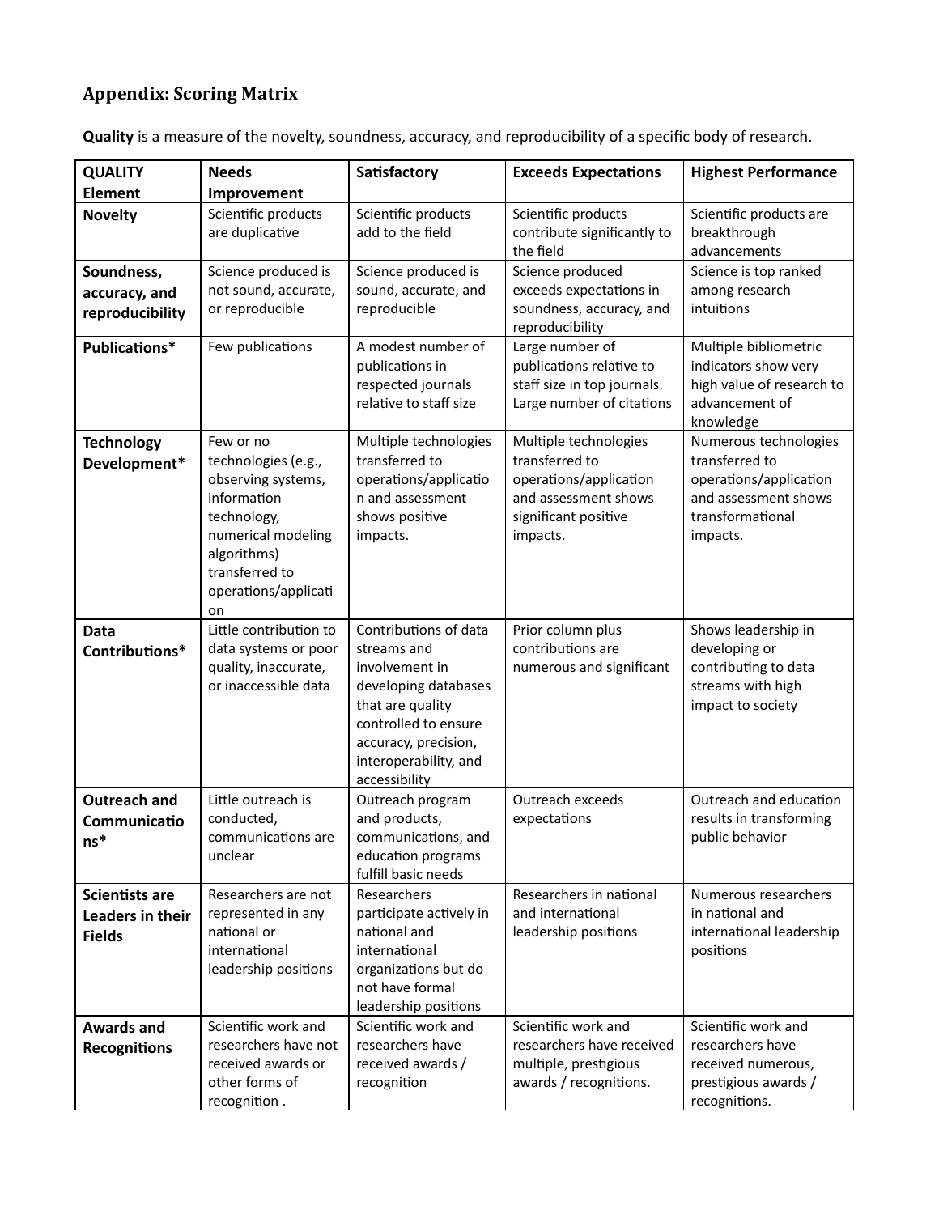## Appendix: Scoring Matrix

**Quality** is a measure of the novelty, soundness, accuracy, and reproducibility of a specific body of research.

| QUALITY Element | Needs Improvement | Satisfactory | Exceeds Expectations | Highest Performance |
|---|---|---|---|---|
| **Novelty** | Scientific products are duplicative | Scientific products add to the field | Scientific products contribute significantly to the field | Scientific products are breakthrough advancements |
| **Soundness, accuracy, and reproducibility** | Science produced is not sound, accurate, or reproducible | Science produced is sound, accurate, and reproducible | Science produced exceeds expectations in soundness, accuracy, and reproducibility | Science is top ranked among research intuitions |
| **Publications*** | Few publications | A modest number of publications in respected journals relative to staff size | Large number of publications relative to staff size in top journals. Large number of citations | Multiple bibliometric indicators show very high value of research to advancement of knowledge |
| **Technology Development*** | Few or no technologies (e.g., observing systems, information technology, numerical modeling algorithms) transferred to operations/application | Multiple technologies transferred to operations/application and assessment shows positive impacts. | Multiple technologies transferred to operations/application and assessment shows significant positive impacts. | Numerous technologies transferred to operations/application and assessment shows transformational impacts. |
| **Data Contributions*** | Little contribution to data systems or poor quality, inaccurate, or inaccessible data | Contributions of data streams and involvement in developing databases that are quality controlled to ensure accuracy, precision, interoperability, and accessibility | Prior column plus contributions are numerous and significant | Shows leadership in developing or contributing to data streams with high impact to society |
| **Outreach and Communications*** | Little outreach is conducted, communications are unclear | Outreach program and products, communications, and education programs fulfill basic needs | Outreach exceeds expectations | Outreach and education results in transforming public behavior |
| **Scientists are Leaders in their Fields** | Researchers are not represented in any national or international leadership positions | Researchers participate actively in national and international organizations but do not have formal leadership positions | Researchers in national and international leadership positions | Numerous researchers in national and international leadership positions |
| **Awards and Recognitions** | Scientific work and researchers have not received awards or other forms of recognition . | Scientific work and researchers have received awards / recognition | Scientific work and researchers have received multiple, prestigious awards / recognitions. | Scientific work and researchers have received numerous, prestigious awards / recognitions. |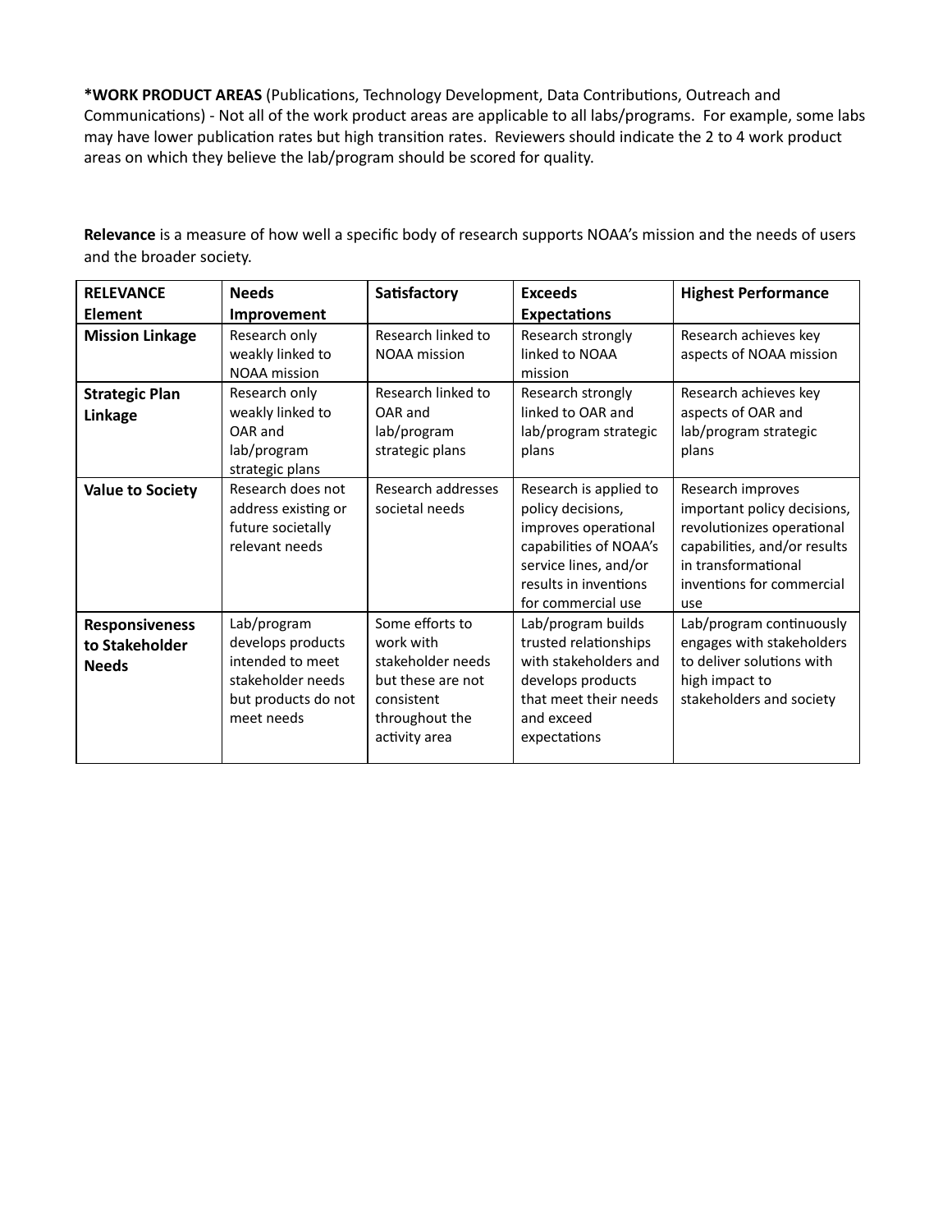**\*WORK PRODUCT AREAS** (Publications, Technology Development, Data Contributions, Outreach and Communications) - Not all of the work product areas are applicable to all labs/programs. For example, some labs may have lower publication rates but high transition rates. Reviewers should indicate the 2 to 4 work product areas on which they believe the lab/program should be scored for quality.

**Relevance** is a measure of how well a specific body of research supports NOAA's mission and the needs of users and the broader society.

| **RELEVANCE Element** | **Needs Improvement** | **Satisfactory** | **Exceeds Expectations** | **Highest Performance** |
|---|---|---|---|---|
| **Mission Linkage** | Research only weakly linked to NOAA mission | Research linked to NOAA mission | Research strongly linked to NOAA mission | Research achieves key aspects of NOAA mission |
| **Strategic Plan Linkage** | Research only weakly linked to OAR and lab/program strategic plans | Research linked to OAR and lab/program strategic plans | Research strongly linked to OAR and lab/program strategic plans | Research achieves key aspects of OAR and lab/program strategic plans |
| **Value to Society** | Research does not address existing or future societally relevant needs | Research addresses societal needs | Research is applied to policy decisions, improves operational capabilities of NOAA's service lines, and/or results in inventions for commercial use | Research improves important policy decisions, revolutionizes operational capabilities, and/or results in transformational inventions for commercial use |
| **Responsiveness to Stakeholder Needs** | Lab/program develops products intended to meet stakeholder needs but products do not meet needs | Some efforts to work with stakeholder needs but these are not consistent throughout the activity area | Lab/program builds trusted relationships with stakeholders and develops products that meet their needs and exceed expectations | Lab/program continuously engages with stakeholders to deliver solutions with high impact to stakeholders and society |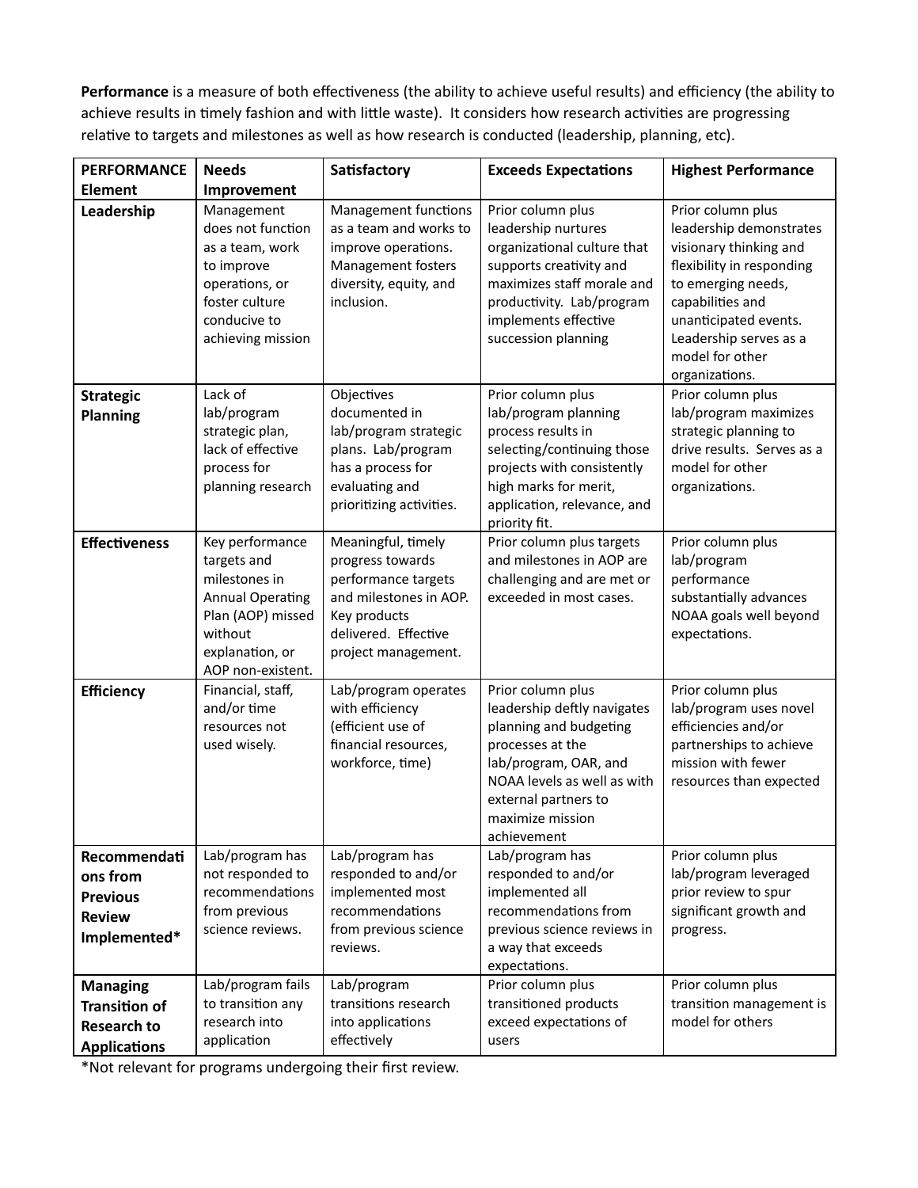**Performance** is a measure of both effectiveness (the ability to achieve useful results) and efficiency (the ability to achieve results in timely fashion and with little waste). It considers how research activities are progressing relative to targets and milestones as well as how research is conducted (leadership, planning, etc).

| PERFORMANCE Element | Needs Improvement | Satisfactory | Exceeds Expectations | Highest Performance |
|---|---|---|---|---|
| **Leadership** | Management does not function as a team, work to improve operations, or foster culture conducive to achieving mission | Management functions as a team and works to improve operations. Management fosters diversity, equity, and inclusion. | Prior column plus leadership nurtures organizational culture that supports creativity and maximizes staff morale and productivity. Lab/program implements effective succession planning | Prior column plus leadership demonstrates visionary thinking and flexibility in responding to emerging needs, capabilities and unanticipated events. Leadership serves as a model for other organizations. |
| **Strategic Planning** | Lack of lab/program strategic plan, lack of effective process for planning research | Objectives documented in lab/program strategic plans. Lab/program has a process for evaluating and prioritizing activities. | Prior column plus lab/program planning process results in selecting/continuing those projects with consistently high marks for merit, application, relevance, and priority fit. | Prior column plus lab/program maximizes strategic planning to drive results. Serves as a model for other organizations. |
| **Effectiveness** | Key performance targets and milestones in Annual Operating Plan (AOP) missed without explanation, or AOP non-existent. | Meaningful, timely progress towards performance targets and milestones in AOP. Key products delivered. Effective project management. | Prior column plus targets and milestones in AOP are challenging and are met or exceeded in most cases. | Prior column plus lab/program performance substantially advances NOAA goals well beyond expectations. |
| **Efficiency** | Financial, staff, and/or time resources not used wisely. | Lab/program operates with efficiency (efficient use of financial resources, workforce, time) | Prior column plus leadership deftly navigates planning and budgeting processes at the lab/program, OAR, and NOAA levels as well as with external partners to maximize mission achievement | Prior column plus lab/program uses novel efficiencies and/or partnerships to achieve mission with fewer resources than expected |
| **Recommendations from Previous Review Implemented*** | Lab/program has not responded to recommendations from previous science reviews. | Lab/program has responded to and/or implemented most recommendations from previous science reviews. | Lab/program has responded to and/or implemented all recommendations from previous science reviews in a way that exceeds expectations. | Prior column plus lab/program leveraged prior review to spur significant growth and progress. |
| **Managing Transition of Research to Applications** | Lab/program fails to transition any research into application | Lab/program transitions research into applications effectively | Prior column plus transitioned products exceed expectations of users | Prior column plus transition management is model for others |

*Not relevant for programs undergoing their first review.